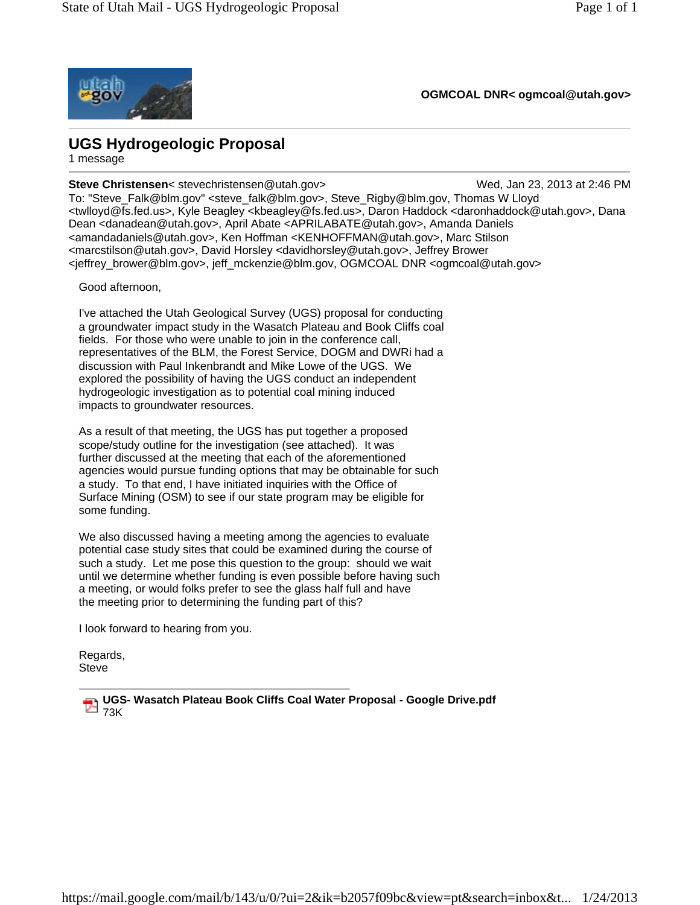**OGMCOAL DNR< ogmcoal@utah.gov>**

## UGS Hydrogeologic Proposal

1 message

**Steve Christensen**< stevechristensen@utah.gov> Wed, Jan 23, 2013 at 2:46 PM

To: "Steve_Falk@blm.gov" <steve_falk@blm.gov>, Steve_Rigby@blm.gov, Thomas W Lloyd <twlloyd@fs.fed.us>, Kyle Beagley <kbeagley@fs.fed.us>, Daron Haddock <daronhaddock@utah.gov>, Dana Dean <danadean@utah.gov>, April Abate <APRILABATE@utah.gov>, Amanda Daniels <amandadaniels@utah.gov>, Ken Hoffman <KENHOFFMAN@utah.gov>, Marc Stilson <marcstilson@utah.gov>, David Horsley <davidhorsley@utah.gov>, Jeffrey Brower <jeffrey_brower@blm.gov>, jeff_mckenzie@blm.gov, OGMCOAL DNR <ogmcoal@utah.gov>

Good afternoon,

I've attached the Utah Geological Survey (UGS) proposal for conducting a groundwater impact study in the Wasatch Plateau and Book Cliffs coal fields. For those who were unable to join in the conference call, representatives of the BLM, the Forest Service, DOGM and DWRi had a discussion with Paul Inkenbrandt and Mike Lowe of the UGS. We explored the possibility of having the UGS conduct an independent hydrogeologic investigation as to potential coal mining induced impacts to groundwater resources.

As a result of that meeting, the UGS has put together a proposed scope/study outline for the investigation (see attached). It was further discussed at the meeting that each of the aforementioned agencies would pursue funding options that may be obtainable for such a study. To that end, I have initiated inquiries with the Office of Surface Mining (OSM) to see if our state program may be eligible for some funding.

We also discussed having a meeting among the agencies to evaluate potential case study sites that could be examined during the course of such a study. Let me pose this question to the group: should we wait until we determine whether funding is even possible before having such a meeting, or would folks prefer to see the glass half full and have the meeting prior to determining the funding part of this?

I look forward to hearing from you.

Regards,
Steve

**UGS- Wasatch Plateau Book Cliffs Coal Water Proposal - Google Drive.pdf**
73K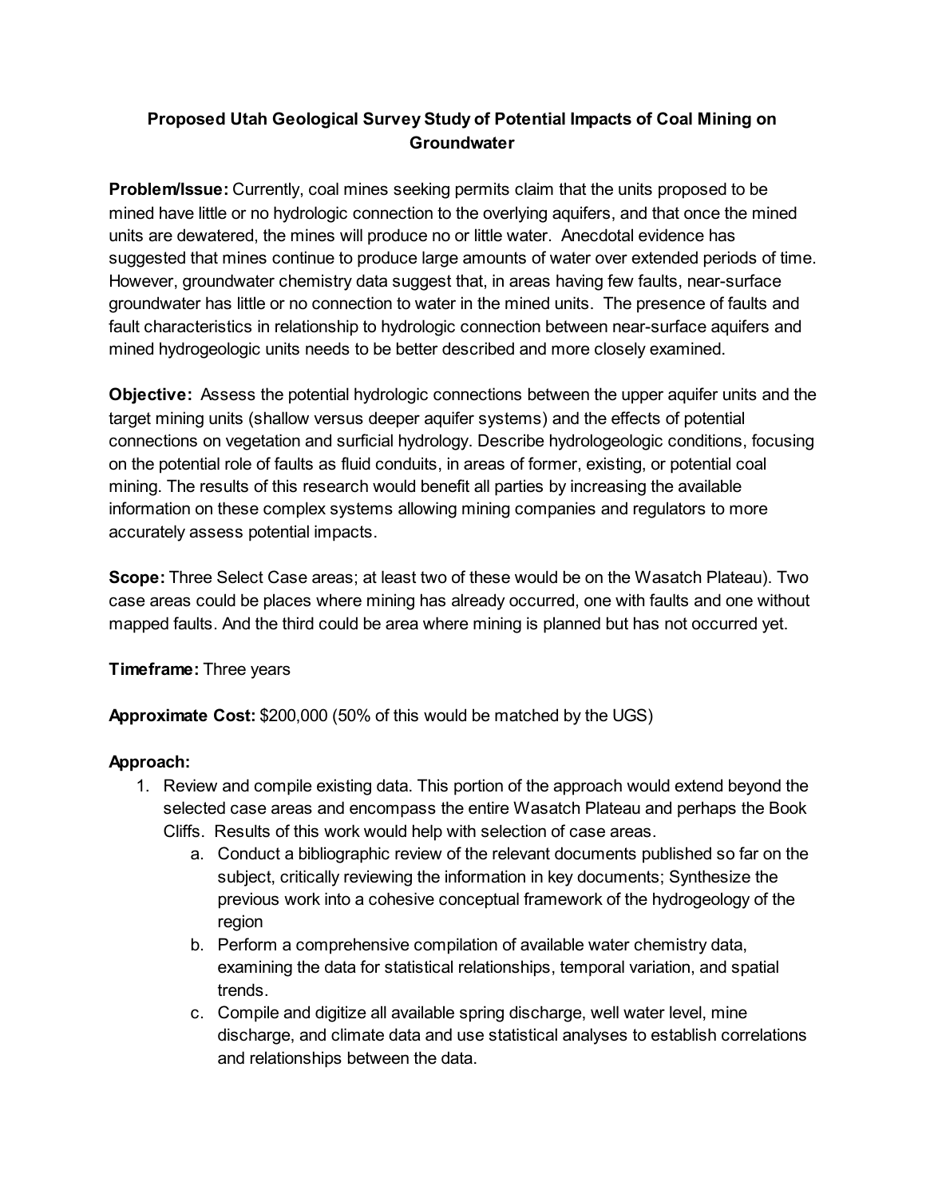### **Proposed Utah Geological Survey Study of Potential Impacts of Coal Mining on Groundwater**

**Problem/Issue:** Currently, coal mines seeking permits claim that the units proposed to be mined have little or no hydrologic connection to the overlying aquifers, and that once the mined units are dewatered, the mines will produce no or little water. Anecdotal evidence has suggested that mines continue to produce large amounts of water over extended periods of time. However, groundwater chemistry data suggest that, in areas having few faults, near-surface groundwater has little or no connection to water in the mined units. The presence of faults and fault characteristics in relationship to hydrologic connection between near-surface aquifers and mined hydrogeologic units needs to be better described and more closely examined.

**Objective:** Assess the potential hydrologic connections between the upper aquifer units and the target mining units (shallow versus deeper aquifer systems) and the effects of potential connections on vegetation and surficial hydrology. Describe hydrologeologic conditions, focusing on the potential role of faults as fluid conduits, in areas of former, existing, or potential coal mining. The results of this research would benefit all parties by increasing the available information on these complex systems allowing mining companies and regulators to more accurately assess potential impacts.

**Scope:** Three Select Case areas; at least two of these would be on the Wasatch Plateau). Two case areas could be places where mining has already occurred, one with faults and one without mapped faults. And the third could be area where mining is planned but has not occurred yet.

**Timeframe:** Three years

**Approximate Cost:** $200,000 (50% of this would be matched by the UGS)

**Approach:**

1. Review and compile existing data. This portion of the approach would extend beyond the selected case areas and encompass the entire Wasatch Plateau and perhaps the Book Cliffs. Results of this work would help with selection of case areas.
    a. Conduct a bibliographic review of the relevant documents published so far on the subject, critically reviewing the information in key documents; Synthesize the previous work into a cohesive conceptual framework of the hydrogeology of the region
    b. Perform a comprehensive compilation of available water chemistry data, examining the data for statistical relationships, temporal variation, and spatial trends.
    c. Compile and digitize all available spring discharge, well water level, mine discharge, and climate data and use statistical analyses to establish correlations and relationships between the data.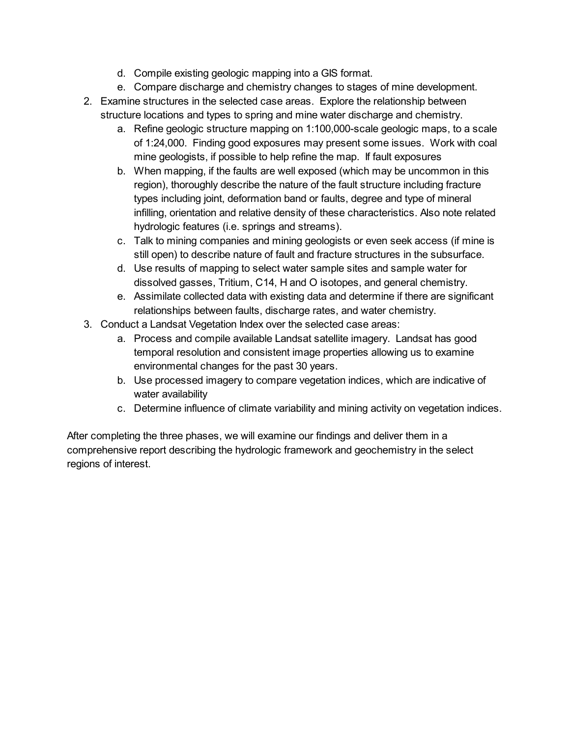d. Compile existing geologic mapping into a GIS format.
   e. Compare discharge and chemistry changes to stages of mine development.
2. Examine structures in the selected case areas. Explore the relationship between structure locations and types to spring and mine water discharge and chemistry.
   a. Refine geologic structure mapping on 1:100,000-scale geologic maps, to a scale of 1:24,000. Finding good exposures may present some issues. Work with coal mine geologists, if possible to help refine the map. If fault exposures
   b. When mapping, if the faults are well exposed (which may be uncommon in this region), thoroughly describe the nature of the fault structure including fracture types including joint, deformation band or faults, degree and type of mineral infilling, orientation and relative density of these characteristics. Also note related hydrologic features (i.e. springs and streams).
   c. Talk to mining companies and mining geologists or even seek access (if mine is still open) to describe nature of fault and fracture structures in the subsurface.
   d. Use results of mapping to select water sample sites and sample water for dissolved gasses, Tritium, C14, H and O isotopes, and general chemistry.
   e. Assimilate collected data with existing data and determine if there are significant relationships between faults, discharge rates, and water chemistry.
3. Conduct a Landsat Vegetation Index over the selected case areas:
   a. Process and compile available Landsat satellite imagery. Landsat has good temporal resolution and consistent image properties allowing us to examine environmental changes for the past 30 years.
   b. Use processed imagery to compare vegetation indices, which are indicative of water availability
   c. Determine influence of climate variability and mining activity on vegetation indices.

After completing the three phases, we will examine our findings and deliver them in a comprehensive report describing the hydrologic framework and geochemistry in the select regions of interest.